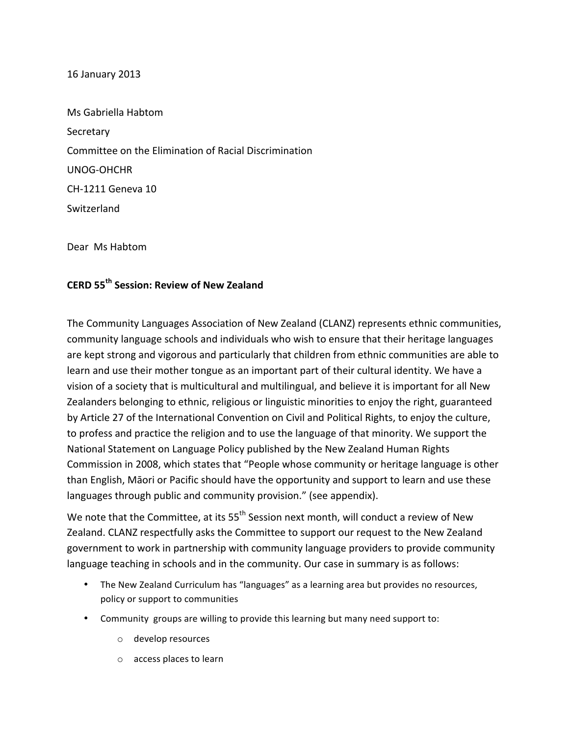16 January 2013

Ms Gabriella Habtom

Secretary

Committee on the Elimination of Racial Discrimination

UNOG-OHCHR

CH-1211 Geneva 10

Switzerland

Dear Ms Habtom

**CERD 55th Session: Review of New Zealand**

The Community Languages Association of New Zealand (CLANZ) represents ethnic communities, community language schools and individuals who wish to ensure that their heritage languages are kept strong and vigorous and particularly that children from ethnic communities are able to learn and use their mother tongue as an important part of their cultural identity. We have a vision of a society that is multicultural and multilingual, and believe it is important for all New Zealanders belonging to ethnic, religious or linguistic minorities to enjoy the right, guaranteed by Article 27 of the International Convention on Civil and Political Rights, to enjoy the culture, to profess and practice the religion and to use the language of that minority. We support the National Statement on Language Policy published by the New Zealand Human Rights Commission in 2008, which states that "People whose community or heritage language is other than English, Māori or Pacific should have the opportunity and support to learn and use these languages through public and community provision." (see appendix).

We note that the Committee, at its 55th Session next month, will conduct a review of New Zealand. CLANZ respectfully asks the Committee to support our request to the New Zealand government to work in partnership with community language providers to provide community language teaching in schools and in the community. Our case in summary is as follows:

- The New Zealand Curriculum has "languages" as a learning area but provides no resources, policy or support to communities
- Community groups are willing to provide this learning but many need support to:
  - develop resources
  - access places to learn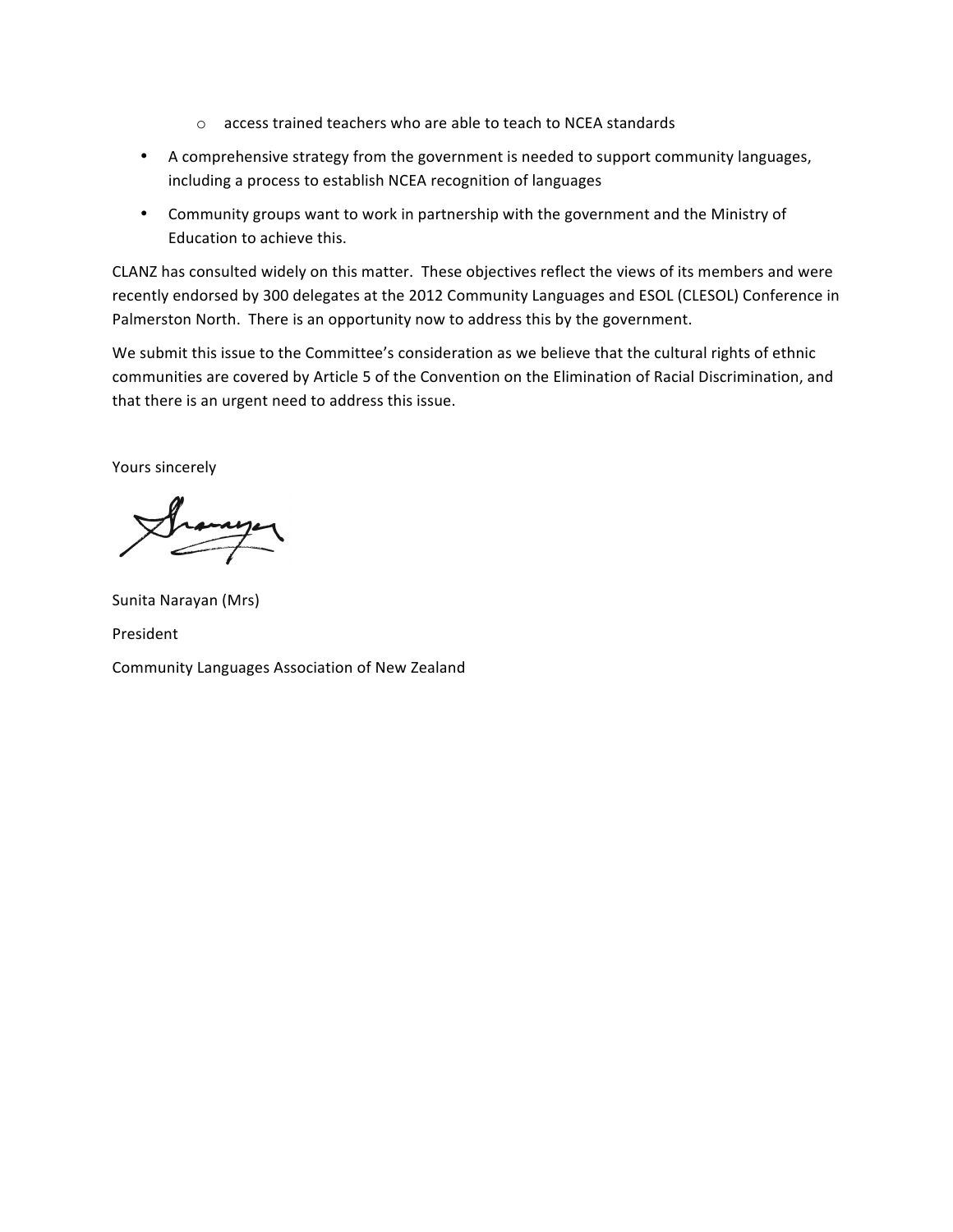- access trained teachers who are able to teach to NCEA standards

- A comprehensive strategy from the government is needed to support community languages, including a process to establish NCEA recognition of languages
- Community groups want to work in partnership with the government and the Ministry of Education to achieve this.

CLANZ has consulted widely on this matter. These objectives reflect the views of its members and were recently endorsed by 300 delegates at the 2012 Community Languages and ESOL (CLESOL) Conference in Palmerston North. There is an opportunity now to address this by the government.

We submit this issue to the Committee's consideration as we believe that the cultural rights of ethnic communities are covered by Article 5 of the Convention on the Elimination of Racial Discrimination, and that there is an urgent need to address this issue.

Yours sincerely

Sunita Narayan (Mrs)

President

Community Languages Association of New Zealand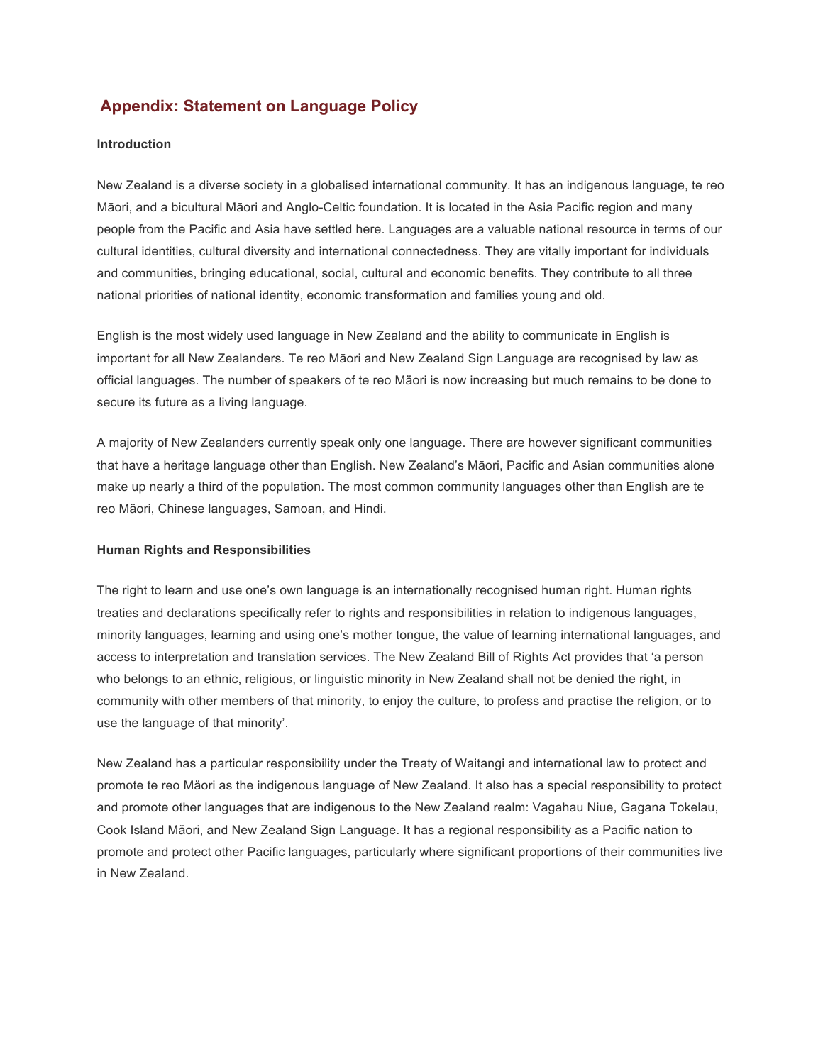## Appendix: Statement on Language Policy

**Introduction**

New Zealand is a diverse society in a globalised international community. It has an indigenous language, te reo Māori, and a bicultural Māori and Anglo-Celtic foundation. It is located in the Asia Pacific region and many people from the Pacific and Asia have settled here. Languages are a valuable national resource in terms of our cultural identities, cultural diversity and international connectedness. They are vitally important for individuals and communities, bringing educational, social, cultural and economic benefits. They contribute to all three national priorities of national identity, economic transformation and families young and old.

English is the most widely used language in New Zealand and the ability to communicate in English is important for all New Zealanders. Te reo Māori and New Zealand Sign Language are recognised by law as official languages. The number of speakers of te reo Mäori is now increasing but much remains to be done to secure its future as a living language.

A majority of New Zealanders currently speak only one language. There are however significant communities that have a heritage language other than English. New Zealand's Māori, Pacific and Asian communities alone make up nearly a third of the population. The most common community languages other than English are te reo Mäori, Chinese languages, Samoan, and Hindi.

**Human Rights and Responsibilities**

The right to learn and use one's own language is an internationally recognised human right. Human rights treaties and declarations specifically refer to rights and responsibilities in relation to indigenous languages, minority languages, learning and using one's mother tongue, the value of learning international languages, and access to interpretation and translation services. The New Zealand Bill of Rights Act provides that 'a person who belongs to an ethnic, religious, or linguistic minority in New Zealand shall not be denied the right, in community with other members of that minority, to enjoy the culture, to profess and practise the religion, or to use the language of that minority'.

New Zealand has a particular responsibility under the Treaty of Waitangi and international law to protect and promote te reo Mäori as the indigenous language of New Zealand. It also has a special responsibility to protect and promote other languages that are indigenous to the New Zealand realm: Vagahau Niue, Gagana Tokelau, Cook Island Mäori, and New Zealand Sign Language. It has a regional responsibility as a Pacific nation to promote and protect other Pacific languages, particularly where significant proportions of their communities live in New Zealand.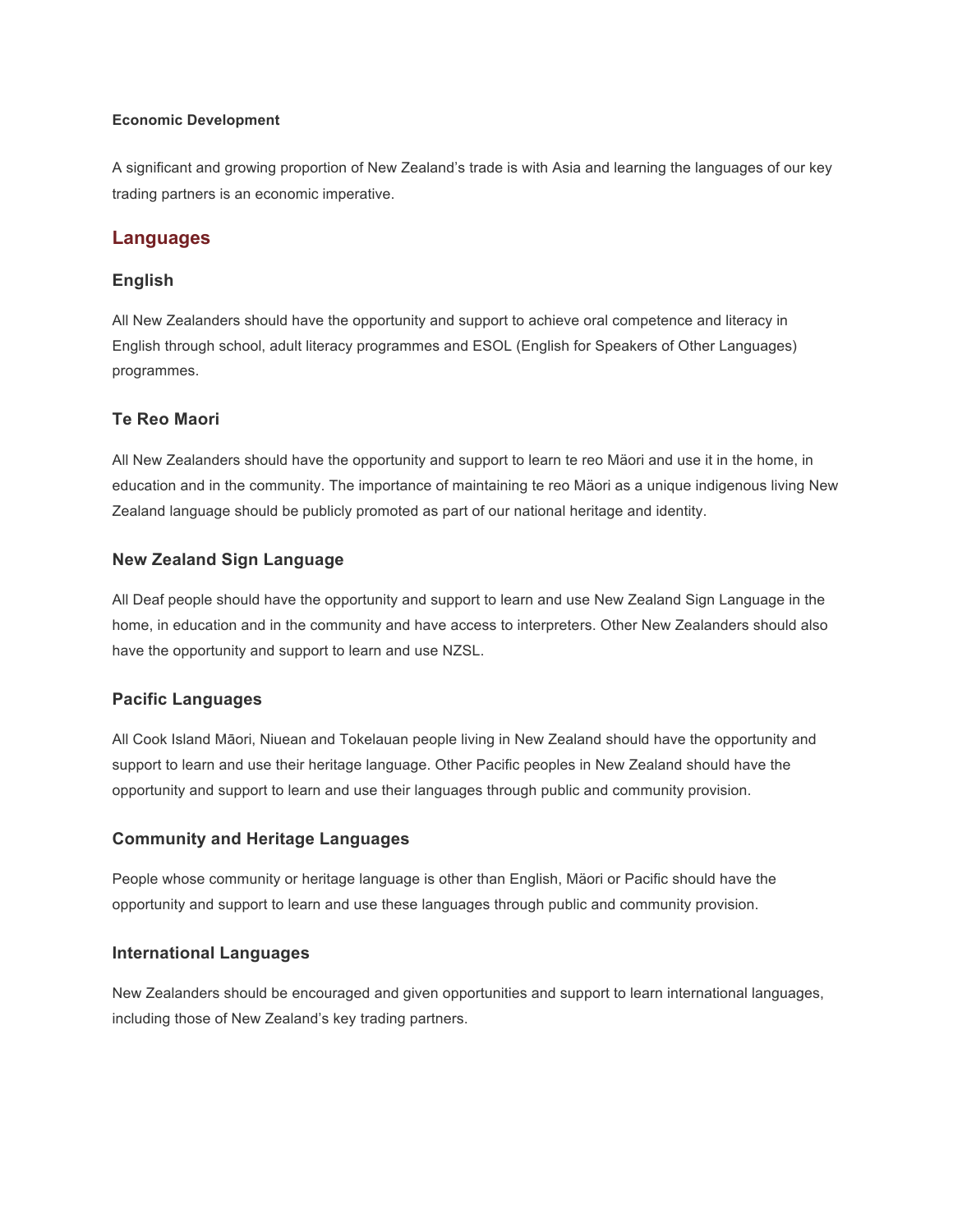**Economic Development**

A significant and growing proportion of New Zealand's trade is with Asia and learning the languages of our key trading partners is an economic imperative.

## Languages

### English

All New Zealanders should have the opportunity and support to achieve oral competence and literacy in English through school, adult literacy programmes and ESOL (English for Speakers of Other Languages) programmes.

### Te Reo Maori

All New Zealanders should have the opportunity and support to learn te reo Mäori and use it in the home, in education and in the community. The importance of maintaining te reo Mäori as a unique indigenous living New Zealand language should be publicly promoted as part of our national heritage and identity.

### New Zealand Sign Language

All Deaf people should have the opportunity and support to learn and use New Zealand Sign Language in the home, in education and in the community and have access to interpreters. Other New Zealanders should also have the opportunity and support to learn and use NZSL.

### Pacific Languages

All Cook Island Māori, Niuean and Tokelauan people living in New Zealand should have the opportunity and support to learn and use their heritage language. Other Pacific peoples in New Zealand should have the opportunity and support to learn and use their languages through public and community provision.

### Community and Heritage Languages

People whose community or heritage language is other than English, Mäori or Pacific should have the opportunity and support to learn and use these languages through public and community provision.

### International Languages

New Zealanders should be encouraged and given opportunities and support to learn international languages, including those of New Zealand's key trading partners.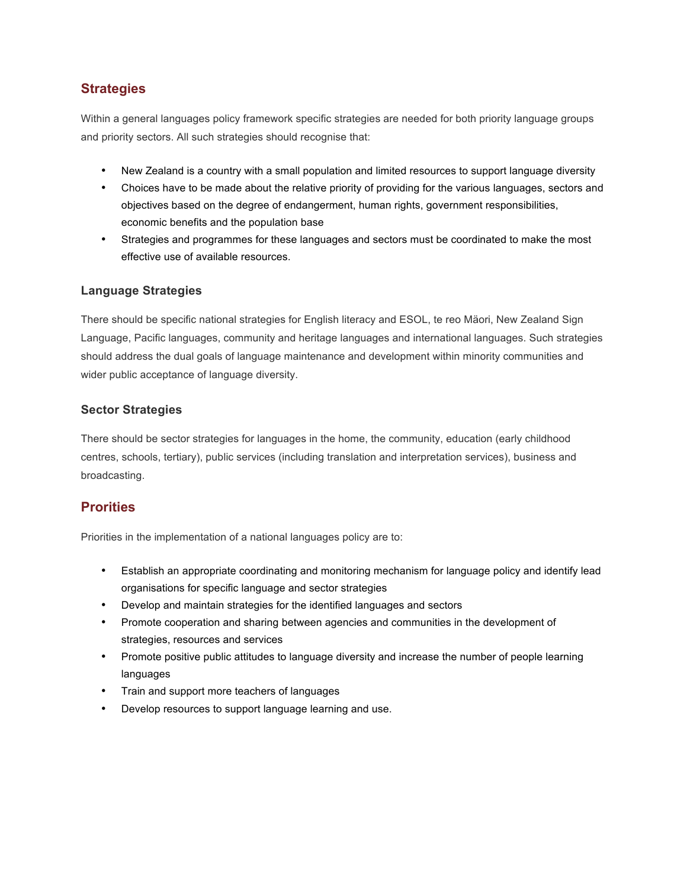## Strategies

Within a general languages policy framework specific strategies are needed for both priority language groups and priority sectors. All such strategies should recognise that:

- New Zealand is a country with a small population and limited resources to support language diversity
- Choices have to be made about the relative priority of providing for the various languages, sectors and objectives based on the degree of endangerment, human rights, government responsibilities, economic benefits and the population base
- Strategies and programmes for these languages and sectors must be coordinated to make the most effective use of available resources.

### Language Strategies

There should be specific national strategies for English literacy and ESOL, te reo Mäori, New Zealand Sign Language, Pacific languages, community and heritage languages and international languages. Such strategies should address the dual goals of language maintenance and development within minority communities and wider public acceptance of language diversity.

### Sector Strategies

There should be sector strategies for languages in the home, the community, education (early childhood centres, schools, tertiary), public services (including translation and interpretation services), business and broadcasting.

## Prorities

Priorities in the implementation of a national languages policy are to:

- Establish an appropriate coordinating and monitoring mechanism for language policy and identify lead organisations for specific language and sector strategies
- Develop and maintain strategies for the identified languages and sectors
- Promote cooperation and sharing between agencies and communities in the development of strategies, resources and services
- Promote positive public attitudes to language diversity and increase the number of people learning languages
- Train and support more teachers of languages
- Develop resources to support language learning and use.